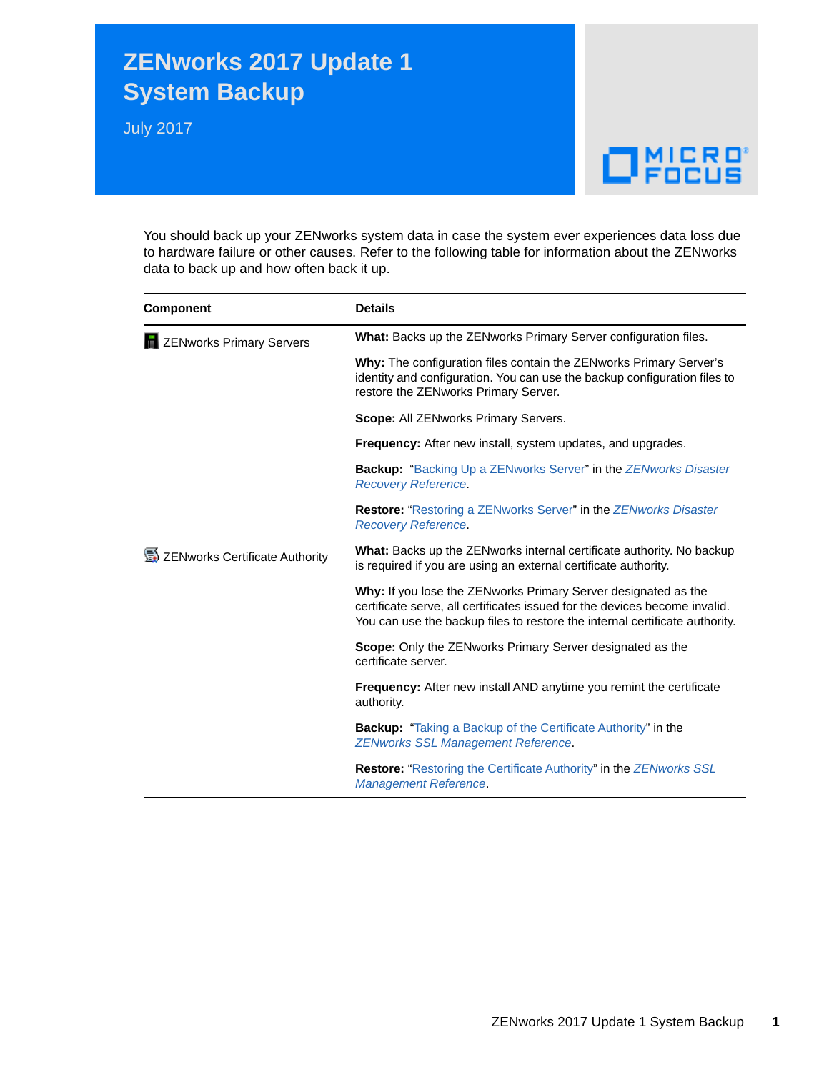# ZENworks 2017 Update 1 System Backup

July 2017

You should back up your ZENworks system data in case the system ever experiences data loss due to hardware failure or other causes. Refer to the following table for information about the ZENworks data to back up and how often back it up.

| Component | Details |
| --- | --- |
| ZENworks Primary Servers | **What:** Backs up the ZENworks Primary Server configuration files.<br><br>**Why:** The configuration files contain the ZENworks Primary Server's identity and configuration. You can use the backup configuration files to restore the ZENworks Primary Server.<br><br>**Scope:** All ZENworks Primary Servers.<br><br>**Frequency:** After new install, system updates, and upgrades.<br><br>**Backup:** "Backing Up a ZENworks Server" in the *ZENworks Disaster Recovery Reference*.<br><br>**Restore:** "Restoring a ZENworks Server" in the *ZENworks Disaster Recovery Reference*. |
| ZENworks Certificate Authority | **What:** Backs up the ZENworks internal certificate authority. No backup is required if you are using an external certificate authority.<br><br>**Why:** If you lose the ZENworks Primary Server designated as the certificate serve, all certificates issued for the devices become invalid. You can use the backup files to restore the internal certificate authority.<br><br>**Scope:** Only the ZENworks Primary Server designated as the certificate server.<br><br>**Frequency:** After new install AND anytime you remint the certificate authority.<br><br>**Backup:** "Taking a Backup of the Certificate Authority" in the *ZENworks SSL Management Reference*.<br><br>**Restore:** "Restoring the Certificate Authority" in the *ZENworks SSL Management Reference*. |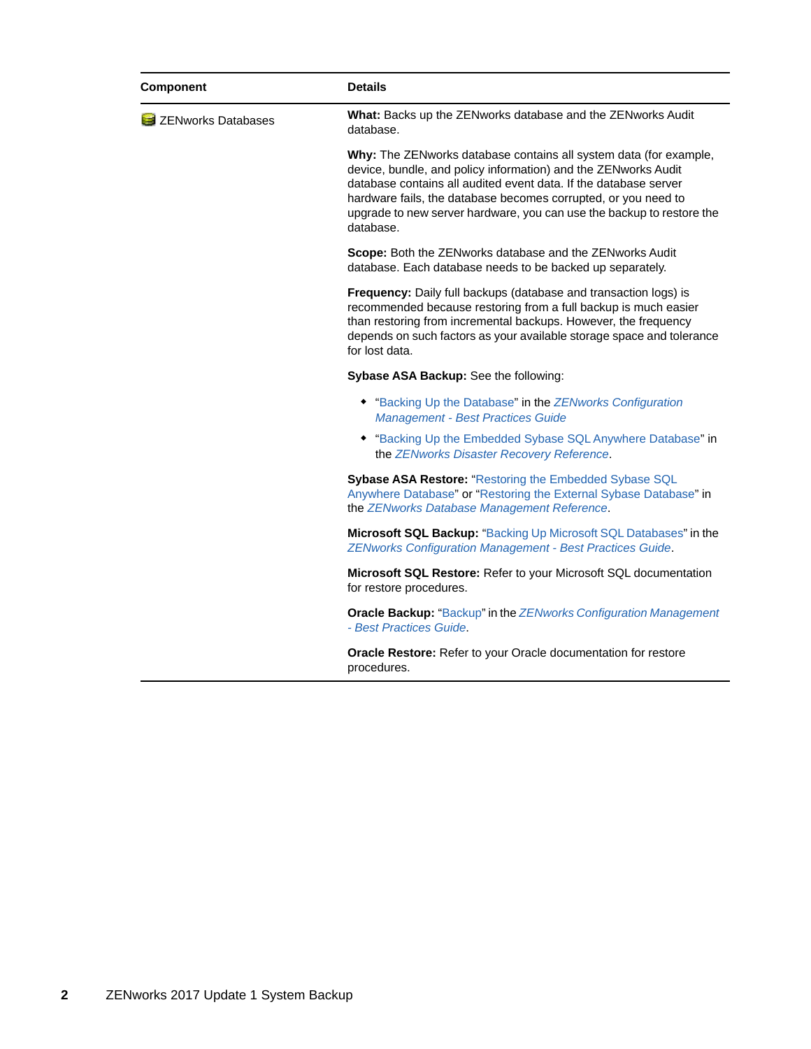| Component | Details |
|---|---|
| ZENworks Databases | **What:** Backs up the ZENworks database and the ZENworks Audit database.<br><br>**Why:** The ZENworks database contains all system data (for example, device, bundle, and policy information) and the ZENworks Audit database contains all audited event data. If the database server hardware fails, the database becomes corrupted, or you need to upgrade to new server hardware, you can use the backup to restore the database.<br><br>**Scope:** Both the ZENworks database and the ZENworks Audit database. Each database needs to be backed up separately.<br><br>**Frequency:** Daily full backups (database and transaction logs) is recommended because restoring from a full backup is much easier than restoring from incremental backups. However, the frequency depends on such factors as your available storage space and tolerance for lost data.<br><br>**Sybase ASA Backup:** See the following:<br>◆ "Backing Up the Database" in the *ZENworks Configuration Management - Best Practices Guide*<br>◆ "Backing Up the Embedded Sybase SQL Anywhere Database" in the *ZENworks Disaster Recovery Reference*.<br><br>**Sybase ASA Restore:** "Restoring the Embedded Sybase SQL Anywhere Database" or "Restoring the External Sybase Database" in the *ZENworks Database Management Reference*.<br><br>**Microsoft SQL Backup:** "Backing Up Microsoft SQL Databases" in the *ZENworks Configuration Management - Best Practices Guide*.<br><br>**Microsoft SQL Restore:** Refer to your Microsoft SQL documentation for restore procedures.<br><br>**Oracle Backup:** "Backup" in the *ZENworks Configuration Management - Best Practices Guide*.<br><br>**Oracle Restore:** Refer to your Oracle documentation for restore procedures. |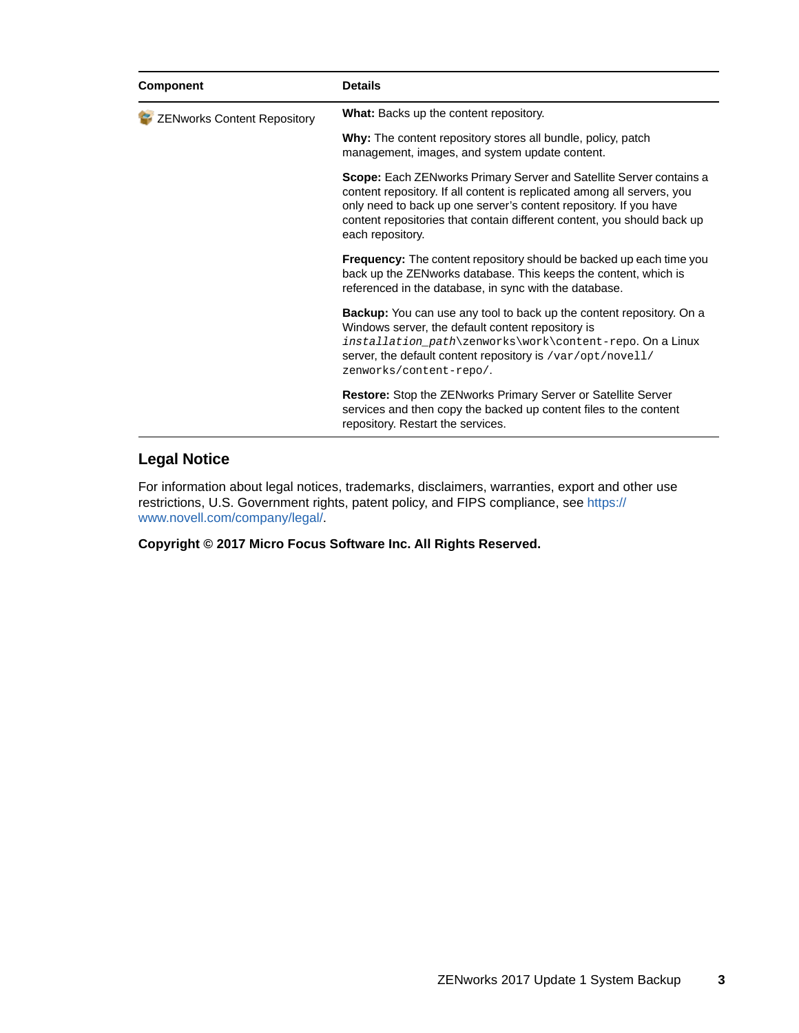| Component | Details |
|---|---|
| ZENworks Content Repository | **What:** Backs up the content repository.<br><br>**Why:** The content repository stores all bundle, policy, patch management, images, and system update content.<br><br>**Scope:** Each ZENworks Primary Server and Satellite Server contains a content repository. If all content is replicated among all servers, you only need to back up one server's content repository. If you have content repositories that contain different content, you should back up each repository.<br><br>**Frequency:** The content repository should be backed up each time you back up the ZENworks database. This keeps the content, which is referenced in the database, in sync with the database.<br><br>**Backup:** You can use any tool to back up the content repository. On a Windows server, the default content repository is `installation_path\zenworks\work\content-repo`. On a Linux server, the default content repository is `/var/opt/novell/zenworks/content-repo/`.<br><br>**Restore:** Stop the ZENworks Primary Server or Satellite Server services and then copy the backed up content files to the content repository. Restart the services. |

## Legal Notice

For information about legal notices, trademarks, disclaimers, warranties, export and other use restrictions, U.S. Government rights, patent policy, and FIPS compliance, see https://www.novell.com/company/legal/.

**Copyright © 2017 Micro Focus Software Inc. All Rights Reserved.**